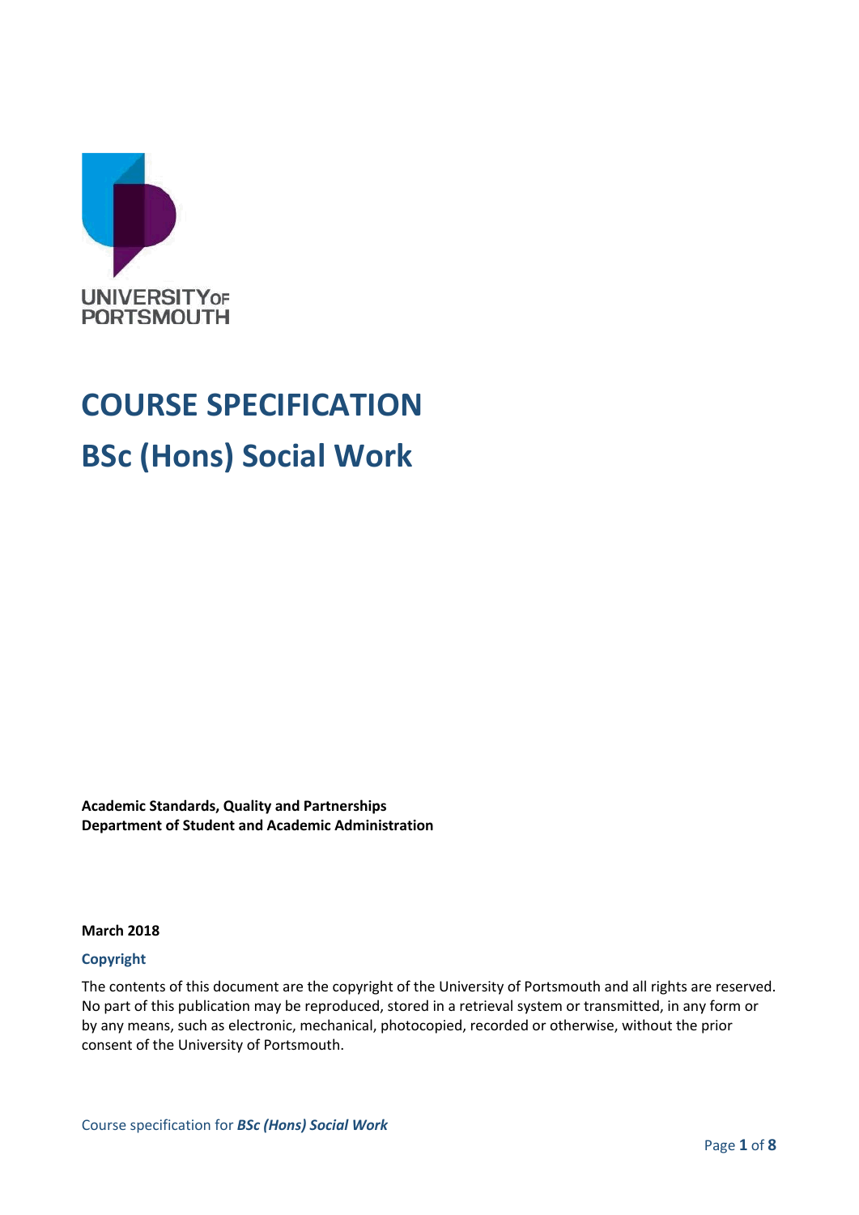UNIVERSITY OF PORTSMOUTH

# COURSE SPECIFICATION

# BSc (Hons) Social Work

**Academic Standards, Quality and Partnerships**
**Department of Student and Academic Administration**

**March 2018**

### Copyright

The contents of this document are the copyright of the University of Portsmouth and all rights are reserved. No part of this publication may be reproduced, stored in a retrieval system or transmitted, in any form or by any means, such as electronic, mechanical, photocopied, recorded or otherwise, without the prior consent of the University of Portsmouth.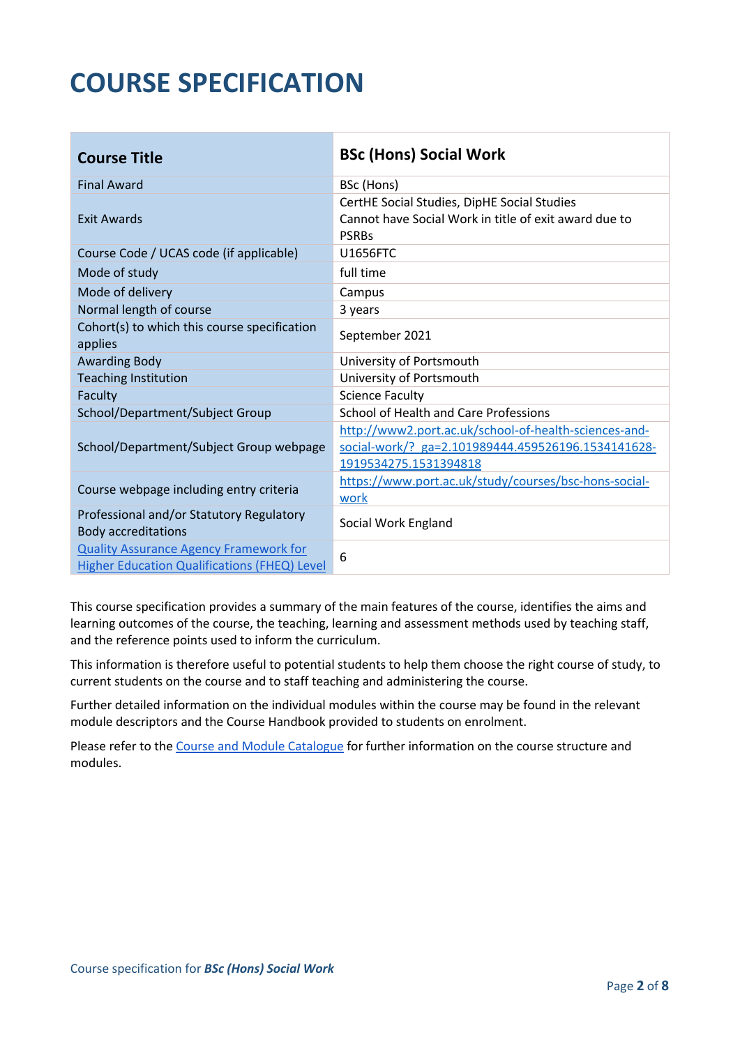# COURSE SPECIFICATION

| Course Title | BSc (Hons) Social Work |
|---|---|
| Final Award | BSc (Hons) |
| Exit Awards | CertHE Social Studies, DipHE Social Studies<br>Cannot have Social Work in title of exit award due to PSRBs |
| Course Code / UCAS code (if applicable) | U1656FTC |
| Mode of study | full time |
| Mode of delivery | Campus |
| Normal length of course | 3 years |
| Cohort(s) to which this course specification applies | September 2021 |
| Awarding Body | University of Portsmouth |
| Teaching Institution | University of Portsmouth |
| Faculty | Science Faculty |
| School/Department/Subject Group | School of Health and Care Professions |
| School/Department/Subject Group webpage | [http://www2.port.ac.uk/school-of-health-sciences-and-social-work/?_ga=2.101989444.459526196.1534141628-1919534275.1531394818](http://www2.port.ac.uk/school-of-health-sciences-and-social-work/?_ga=2.101989444.459526196.1534141628-1919534275.1531394818) |
| Course webpage including entry criteria | [https://www.port.ac.uk/study/courses/bsc-hons-social-work](https://www.port.ac.uk/study/courses/bsc-hons-social-work) |
| Professional and/or Statutory Regulatory Body accreditations | Social Work England |
| Quality Assurance Agency Framework for Higher Education Qualifications (FHEQ) Level | 6 |

This course specification provides a summary of the main features of the course, identifies the aims and learning outcomes of the course, the teaching, learning and assessment methods used by teaching staff, and the reference points used to inform the curriculum.

This information is therefore useful to potential students to help them choose the right course of study, to current students on the course and to staff teaching and administering the course.

Further detailed information on the individual modules within the course may be found in the relevant module descriptors and the Course Handbook provided to students on enrolment.

Please refer to the Course and Module Catalogue for further information on the course structure and modules.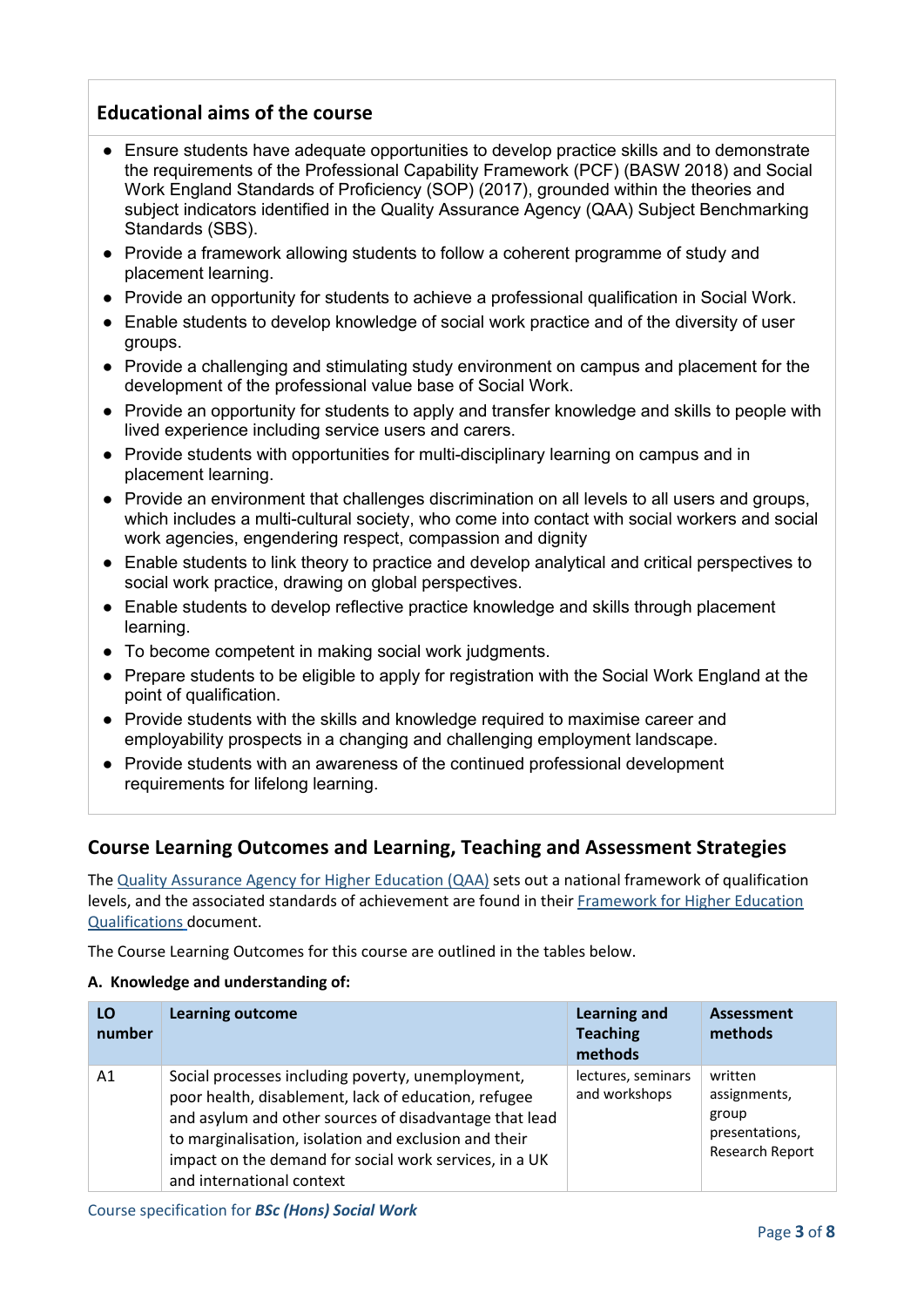## Educational aims of the course

- Ensure students have adequate opportunities to develop practice skills and to demonstrate the requirements of the Professional Capability Framework (PCF) (BASW 2018) and Social Work England Standards of Proficiency (SOP) (2017), grounded within the theories and subject indicators identified in the Quality Assurance Agency (QAA) Subject Benchmarking Standards (SBS).
- Provide a framework allowing students to follow a coherent programme of study and placement learning.
- Provide an opportunity for students to achieve a professional qualification in Social Work.
- Enable students to develop knowledge of social work practice and of the diversity of user groups.
- Provide a challenging and stimulating study environment on campus and placement for the development of the professional value base of Social Work.
- Provide an opportunity for students to apply and transfer knowledge and skills to people with lived experience including service users and carers.
- Provide students with opportunities for multi-disciplinary learning on campus and in placement learning.
- Provide an environment that challenges discrimination on all levels to all users and groups, which includes a multi-cultural society, who come into contact with social workers and social work agencies, engendering respect, compassion and dignity
- Enable students to link theory to practice and develop analytical and critical perspectives to social work practice, drawing on global perspectives.
- Enable students to develop reflective practice knowledge and skills through placement learning.
- To become competent in making social work judgments.
- Prepare students to be eligible to apply for registration with the Social Work England at the point of qualification.
- Provide students with the skills and knowledge required to maximise career and employability prospects in a changing and challenging employment landscape.
- Provide students with an awareness of the continued professional development requirements for lifelong learning.

## Course Learning Outcomes and Learning, Teaching and Assessment Strategies

The [Quality Assurance Agency for Higher Education (QAA)](#) sets out a national framework of qualification levels, and the associated standards of achievement are found in their [Framework for Higher Education Qualifications](#) document.

The Course Learning Outcomes for this course are outlined in the tables below.

**A. Knowledge and understanding of:**

| LO number | Learning outcome | Learning and Teaching methods | Assessment methods |
|---|---|---|---|
| A1 | Social processes including poverty, unemployment, poor health, disablement, lack of education, refugee and asylum and other sources of disadvantage that lead to marginalisation, isolation and exclusion and their impact on the demand for social work services, in a UK and international context | lectures, seminars and workshops | written assignments, group presentations, Research Report |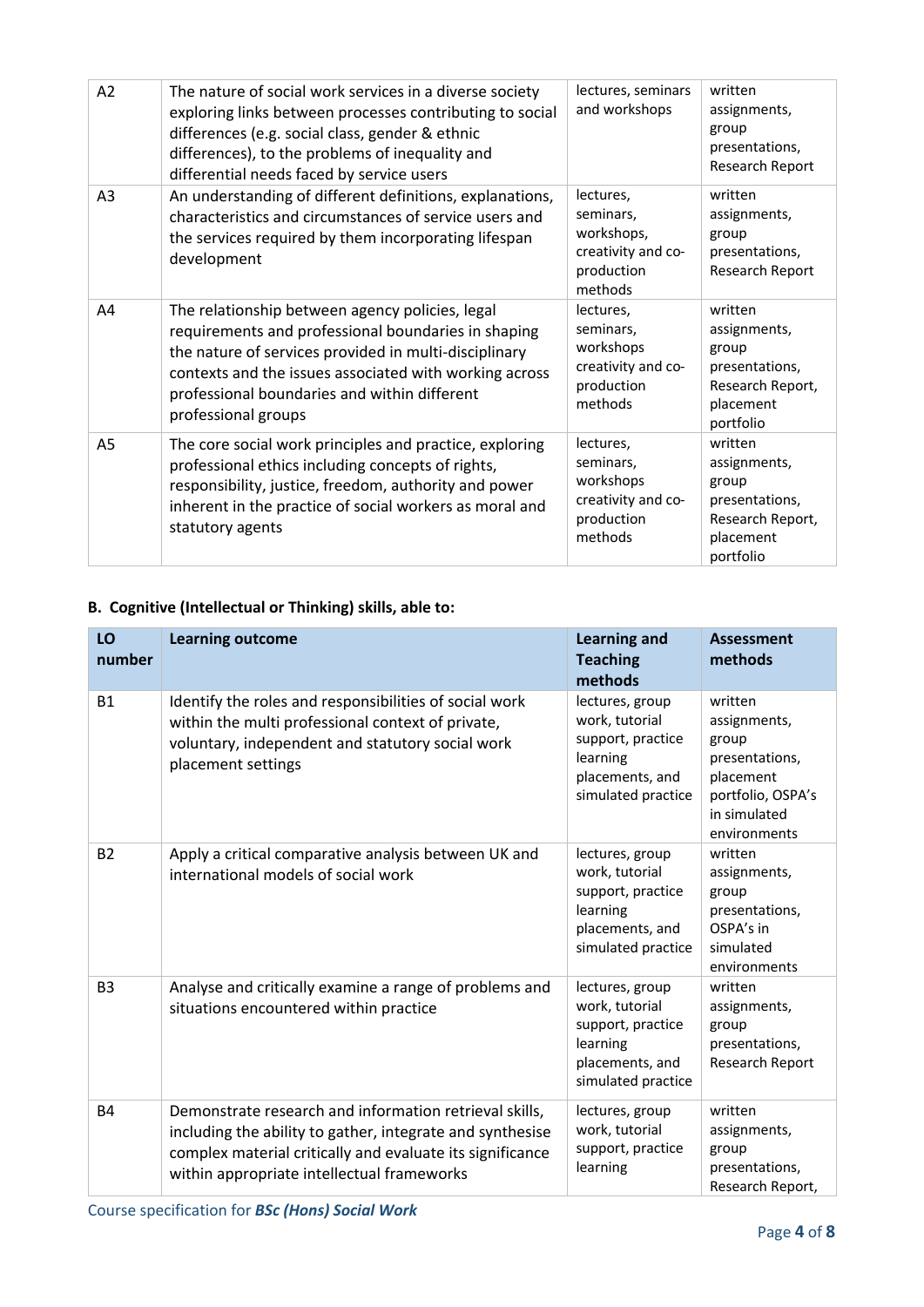| | | | |
|---|---|---|---|
| A2 | The nature of social work services in a diverse society exploring links between processes contributing to social differences (e.g. social class, gender & ethnic differences), to the problems of inequality and differential needs faced by service users | lectures, seminars and workshops | written assignments, group presentations, Research Report |
| A3 | An understanding of different definitions, explanations, characteristics and circumstances of service users and the services required by them incorporating lifespan development | lectures, seminars, workshops, creativity and co-production methods | written assignments, group presentations, Research Report |
| A4 | The relationship between agency policies, legal requirements and professional boundaries in shaping the nature of services provided in multi-disciplinary contexts and the issues associated with working across professional boundaries and within different professional groups | lectures, seminars, workshops creativity and co-production methods | written assignments, group presentations, Research Report, placement portfolio |
| A5 | The core social work principles and practice, exploring professional ethics including concepts of rights, responsibility, justice, freedom, authority and power inherent in the practice of social workers as moral and statutory agents | lectures, seminars, workshops creativity and co-production methods | written assignments, group presentations, Research Report, placement portfolio |

**B. Cognitive (Intellectual or Thinking) skills, able to:**

| LO number | Learning outcome | Learning and Teaching methods | Assessment methods |
|---|---|---|---|
| B1 | Identify the roles and responsibilities of social work within the multi professional context of private, voluntary, independent and statutory social work placement settings | lectures, group work, tutorial support, practice learning placements, and simulated practice | written assignments, group presentations, placement portfolio, OSPA's in simulated environments |
| B2 | Apply a critical comparative analysis between UK and international models of social work | lectures, group work, tutorial support, practice learning placements, and simulated practice | written assignments, group presentations, OSPA's in simulated environments |
| B3 | Analyse and critically examine a range of problems and situations encountered within practice | lectures, group work, tutorial support, practice learning placements, and simulated practice | written assignments, group presentations, Research Report |
| B4 | Demonstrate research and information retrieval skills, including the ability to gather, integrate and synthesise complex material critically and evaluate its significance within appropriate intellectual frameworks | lectures, group work, tutorial support, practice learning | written assignments, group presentations, Research Report, |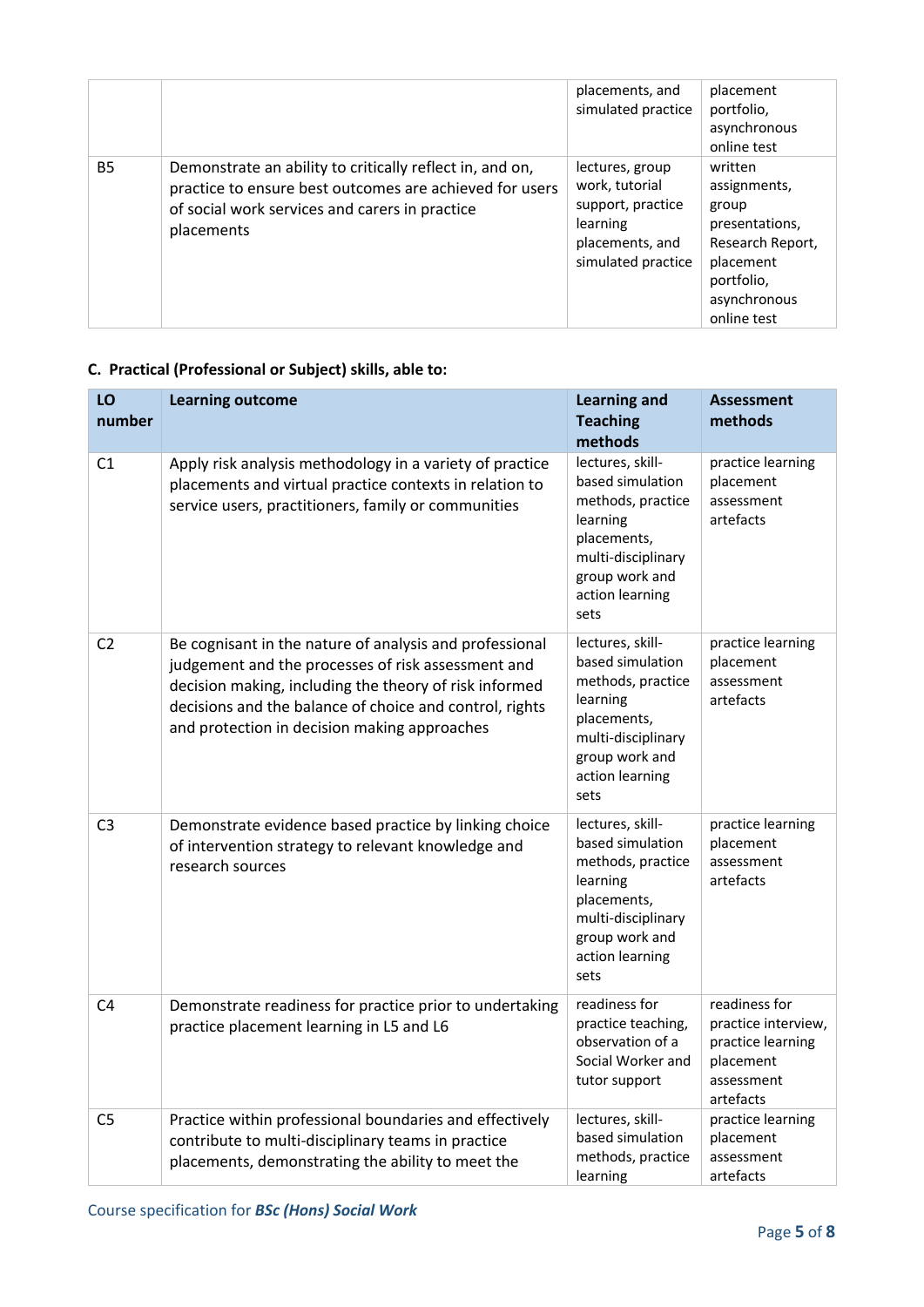|  |  | placements, and simulated practice | placement portfolio, asynchronous online test |
|---|---|---|---|
| B5 | Demonstrate an ability to critically reflect in, and on, practice to ensure best outcomes are achieved for users of social work services and carers in practice placements | lectures, group work, tutorial support, practice learning placements, and simulated practice | written assignments, group presentations, Research Report, placement portfolio, asynchronous online test |

### C. Practical (Professional or Subject) skills, able to:

| LO number | Learning outcome | Learning and Teaching methods | Assessment methods |
|---|---|---|---|
| C1 | Apply risk analysis methodology in a variety of practice placements and virtual practice contexts in relation to service users, practitioners, family or communities | lectures, skill-based simulation methods, practice learning placements, multi-disciplinary group work and action learning sets | practice learning placement assessment artefacts |
| C2 | Be cognisant in the nature of analysis and professional judgement and the processes of risk assessment and decision making, including the theory of risk informed decisions and the balance of choice and control, rights and protection in decision making approaches | lectures, skill-based simulation methods, practice learning placements, multi-disciplinary group work and action learning sets | practice learning placement assessment artefacts |
| C3 | Demonstrate evidence based practice by linking choice of intervention strategy to relevant knowledge and research sources | lectures, skill-based simulation methods, practice learning placements, multi-disciplinary group work and action learning sets | practice learning placement assessment artefacts |
| C4 | Demonstrate readiness for practice prior to undertaking practice placement learning in L5 and L6 | readiness for practice teaching, observation of a Social Worker and tutor support | readiness for practice interview, practice learning placement assessment artefacts |
| C5 | Practice within professional boundaries and effectively contribute to multi-disciplinary teams in practice placements, demonstrating the ability to meet the | lectures, skill-based simulation methods, practice learning | practice learning placement assessment artefacts |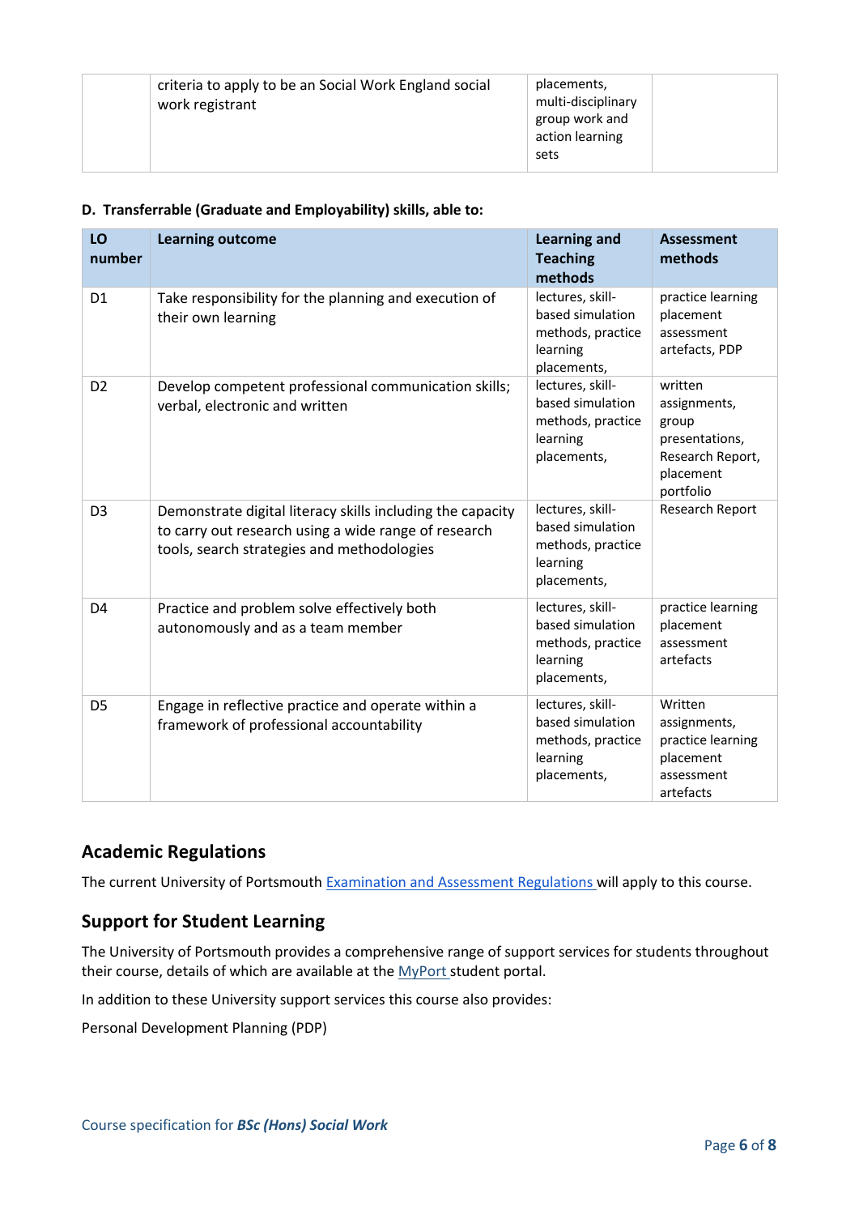|  | criteria to apply to be an Social Work England social work registrant | placements, multi-disciplinary group work and action learning sets |  |
|---|---|---|---|

**D. Transferrable (Graduate and Employability) skills, able to:**

| LO number | Learning outcome | Learning and Teaching methods | Assessment methods |
|---|---|---|---|
| D1 | Take responsibility for the planning and execution of their own learning | lectures, skill-based simulation methods, practice learning placements, | practice learning placement assessment artefacts, PDP |
| D2 | Develop competent professional communication skills; verbal, electronic and written | lectures, skill-based simulation methods, practice learning placements, | written assignments, group presentations, Research Report, placement portfolio |
| D3 | Demonstrate digital literacy skills including the capacity to carry out research using a wide range of research tools, search strategies and methodologies | lectures, skill-based simulation methods, practice learning placements, | Research Report |
| D4 | Practice and problem solve effectively both autonomously and as a team member | lectures, skill-based simulation methods, practice learning placements, | practice learning placement assessment artefacts |
| D5 | Engage in reflective practice and operate within a framework of professional accountability | lectures, skill-based simulation methods, practice learning placements, | Written assignments, practice learning placement assessment artefacts |

## Academic Regulations

The current University of Portsmouth Examination and Assessment Regulations will apply to this course.

## Support for Student Learning

The University of Portsmouth provides a comprehensive range of support services for students throughout their course, details of which are available at the MyPort student portal.

In addition to these University support services this course also provides:

Personal Development Planning (PDP)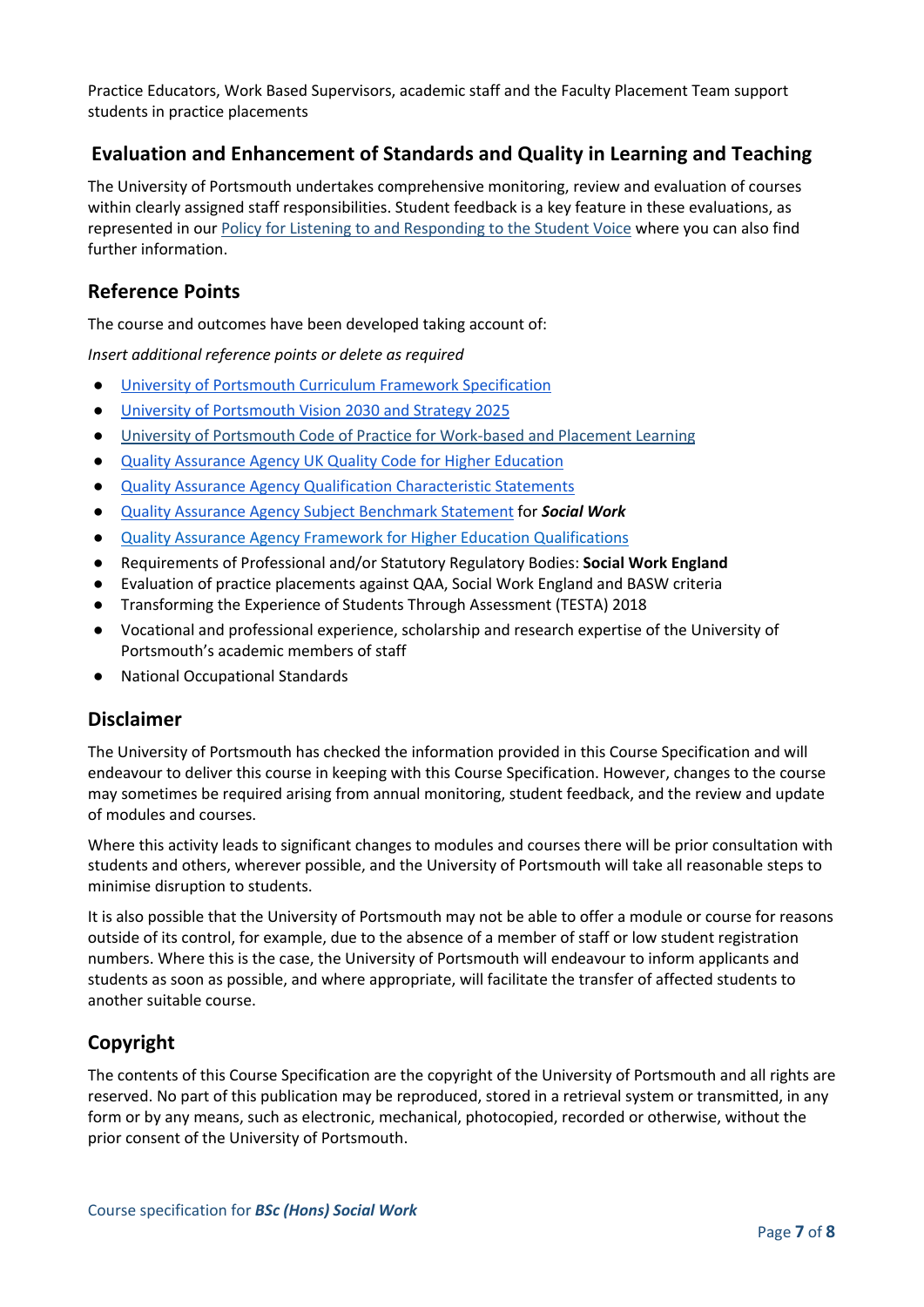Practice Educators, Work Based Supervisors, academic staff and the Faculty Placement Team support students in practice placements

## Evaluation and Enhancement of Standards and Quality in Learning and Teaching

The University of Portsmouth undertakes comprehensive monitoring, review and evaluation of courses within clearly assigned staff responsibilities. Student feedback is a key feature in these evaluations, as represented in our Policy for Listening to and Responding to the Student Voice where you can also find further information.

## Reference Points

The course and outcomes have been developed taking account of:

*Insert additional reference points or delete as required*

- University of Portsmouth Curriculum Framework Specification
- University of Portsmouth Vision 2030 and Strategy 2025
- University of Portsmouth Code of Practice for Work-based and Placement Learning
- Quality Assurance Agency UK Quality Code for Higher Education
- Quality Assurance Agency Qualification Characteristic Statements
- Quality Assurance Agency Subject Benchmark Statement for ***Social Work***
- Quality Assurance Agency Framework for Higher Education Qualifications
- Requirements of Professional and/or Statutory Regulatory Bodies: **Social Work England**
- Evaluation of practice placements against QAA, Social Work England and BASW criteria
- Transforming the Experience of Students Through Assessment (TESTA) 2018
- Vocational and professional experience, scholarship and research expertise of the University of Portsmouth's academic members of staff
- National Occupational Standards

## Disclaimer

The University of Portsmouth has checked the information provided in this Course Specification and will endeavour to deliver this course in keeping with this Course Specification. However, changes to the course may sometimes be required arising from annual monitoring, student feedback, and the review and update of modules and courses.

Where this activity leads to significant changes to modules and courses there will be prior consultation with students and others, wherever possible, and the University of Portsmouth will take all reasonable steps to minimise disruption to students.

It is also possible that the University of Portsmouth may not be able to offer a module or course for reasons outside of its control, for example, due to the absence of a member of staff or low student registration numbers. Where this is the case, the University of Portsmouth will endeavour to inform applicants and students as soon as possible, and where appropriate, will facilitate the transfer of affected students to another suitable course.

## Copyright

The contents of this Course Specification are the copyright of the University of Portsmouth and all rights are reserved. No part of this publication may be reproduced, stored in a retrieval system or transmitted, in any form or by any means, such as electronic, mechanical, photocopied, recorded or otherwise, without the prior consent of the University of Portsmouth.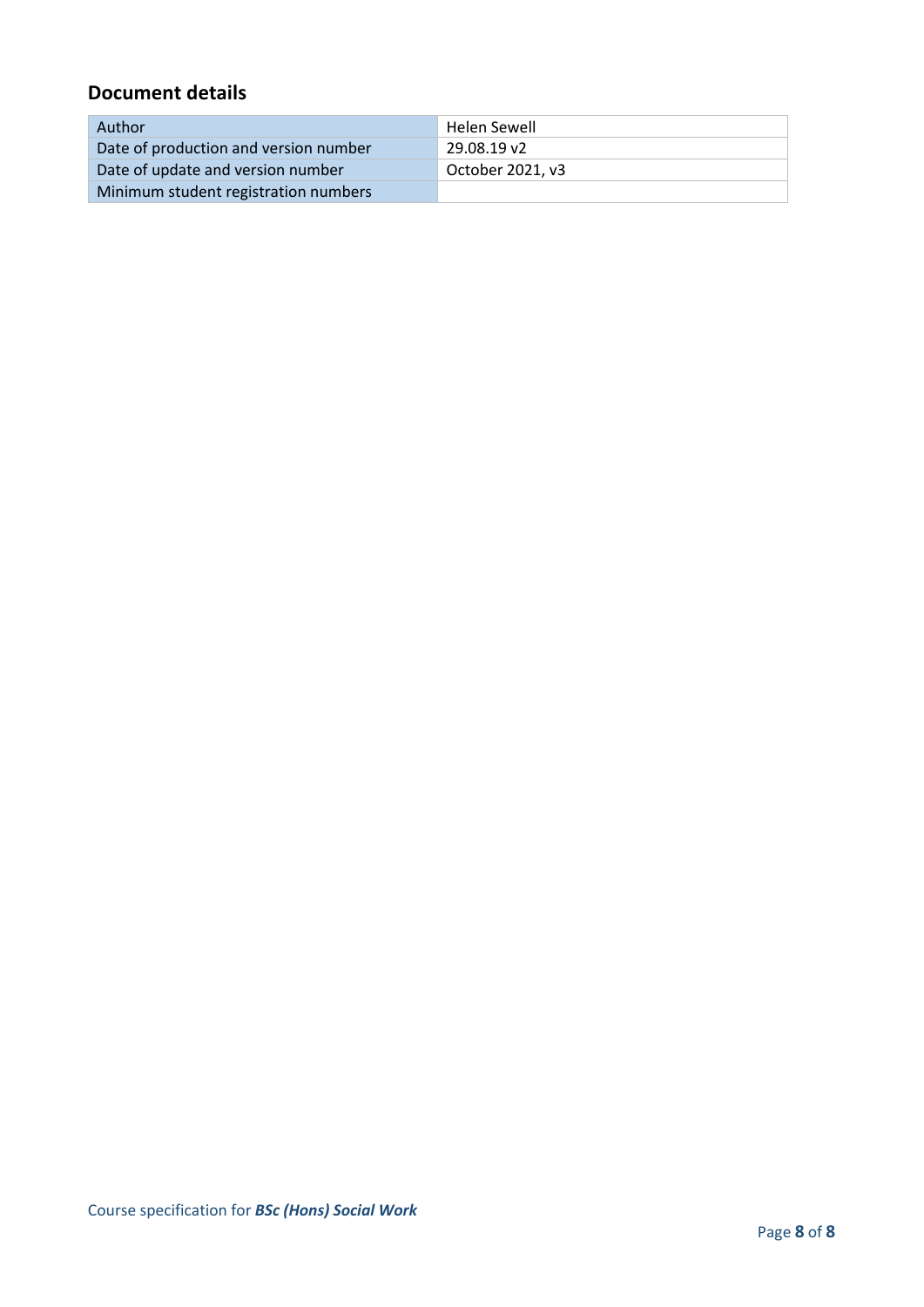## Document details

| | |
|---|---|
| Author | Helen Sewell |
| Date of production and version number | 29.08.19 v2 |
| Date of update and version number | October 2021, v3 |
| Minimum student registration numbers | |